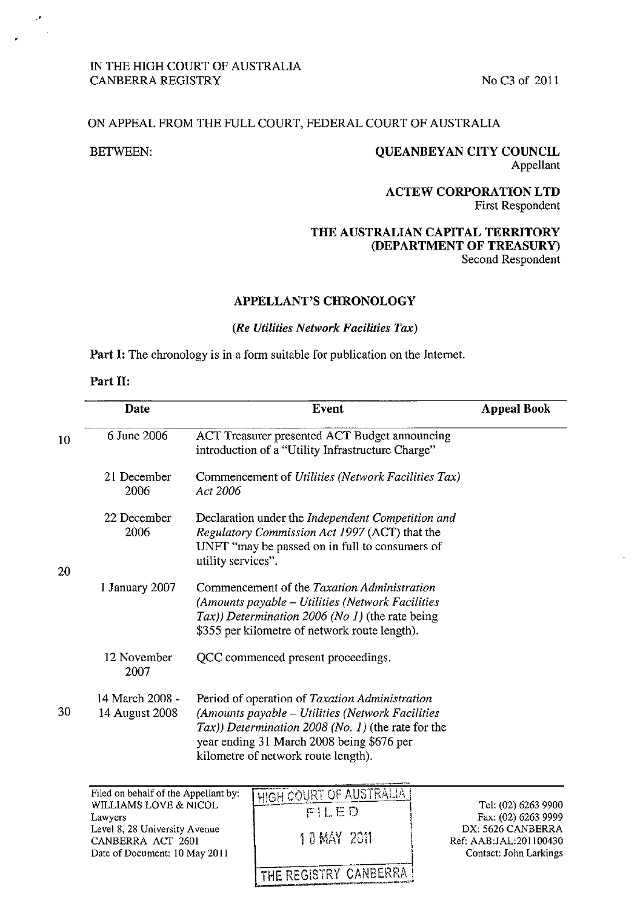IN THE HIGH COURT OF AUSTRALIA
CANBERRA REGISTRY

No C3 of 2011

ON APPEAL FROM THE FULL COURT, FEDERAL COURT OF AUSTRALIA

BETWEEN:

**QUEANBEYAN CITY COUNCIL**
Appellant

**ACTEW CORPORATION LTD**
First Respondent

**THE AUSTRALIAN CAPITAL TERRITORY (DEPARTMENT OF TREASURY)**
Second Respondent

## APPELLANT'S CHRONOLOGY

### *(Re Utilities Network Facilities Tax)*

**Part I:** The chronology is in a form suitable for publication on the Internet.

**Part II:**

| Date | Event | Appeal Book |
|---|---|---|
| 6 June 2006 | ACT Treasurer presented ACT Budget announcing introduction of a "Utility Infrastructure Charge" | |
| 21 December 2006 | Commencement of *Utilities (Network Facilities Tax) Act 2006* | |
| 22 December 2006 | Declaration under the *Independent Competition and Regulatory Commission Act 1997* (ACT) that the UNFT "may be passed on in full to consumers of utility services". | |
| 1 January 2007 | Commencement of the *Taxation Administration (Amounts payable – Utilities (Network Facilities Tax)) Determination 2006 (No 1)* (the rate being $355 per kilometre of network route length). | |
| 12 November 2007 | QCC commenced present proceedings. | |
| 14 March 2008 - 14 August 2008 | Period of operation of *Taxation Administration (Amounts payable – Utilities (Network Facilities Tax)) Determination 2008 (No. 1)* (the rate for the year ending 31 March 2008 being $676 per kilometre of network route length). | |

Filed on behalf of the Appellant by:
WILLIAMS LOVE & NICOL
Lawyers
Level 8, 28 University Avenue
CANBERRA ACT 2601
Date of Document: 10 May 2011

HIGH COURT OF AUSTRALIA
FILED
10 MAY 2011
THE REGISTRY CANBERRA

Tel: (02) 6263 9900
Fax: (02) 6263 9999
DX: 5626 CANBERRA
Ref: AAB:JAL:201100430
Contact: John Larkings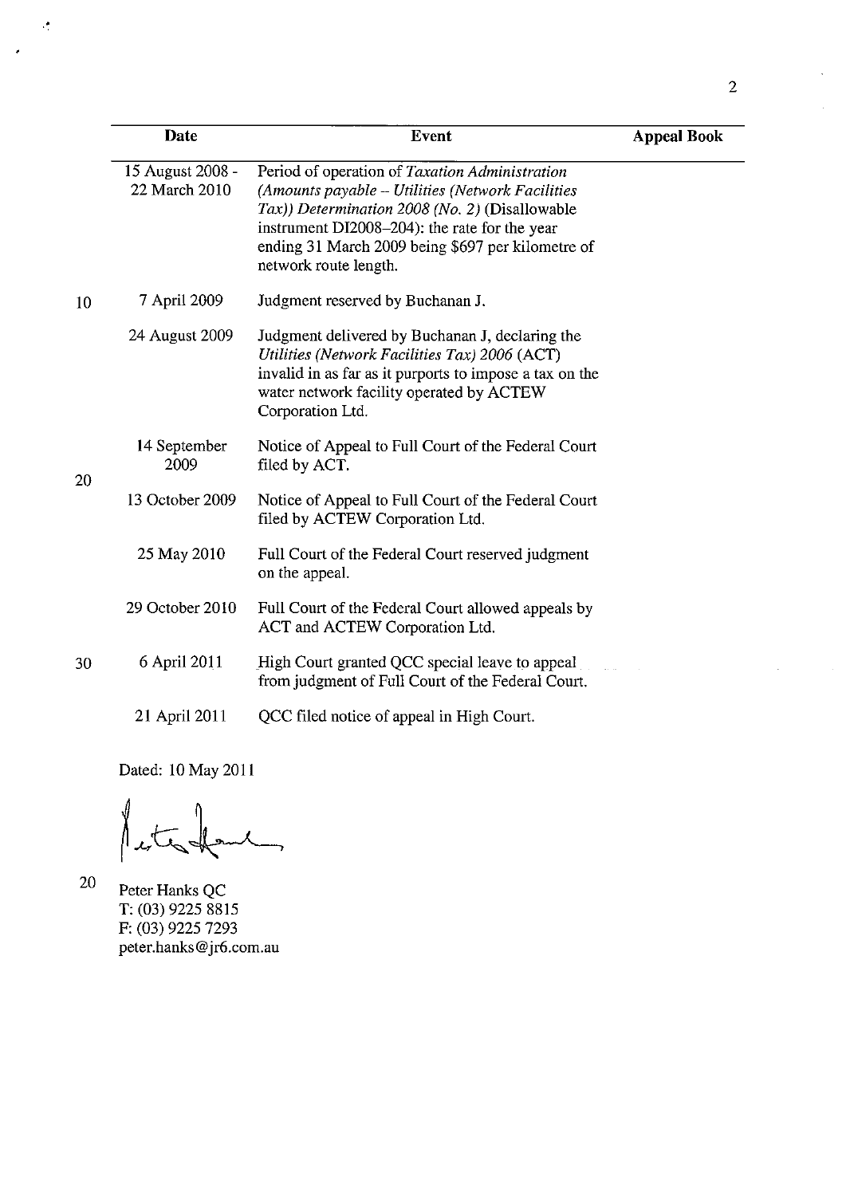| Date | Event | Appeal Book |
|---|---|---|
| 15 August 2008 - 22 March 2010 | Period of operation of *Taxation Administration (Amounts payable – Utilities (Network Facilities Tax)) Determination 2008 (No. 2)* (Disallowable instrument DI2008–204): the rate for the year ending 31 March 2009 being $697 per kilometre of network route length. | |
| 7 April 2009 | Judgment reserved by Buchanan J. | |
| 24 August 2009 | Judgment delivered by Buchanan J, declaring the *Utilities (Network Facilities Tax) 2006* (ACT) invalid in as far as it purports to impose a tax on the water network facility operated by ACTEW Corporation Ltd. | |
| 14 September 2009 | Notice of Appeal to Full Court of the Federal Court filed by ACT. | |
| 13 October 2009 | Notice of Appeal to Full Court of the Federal Court filed by ACTEW Corporation Ltd. | |
| 25 May 2010 | Full Court of the Federal Court reserved judgment on the appeal. | |
| 29 October 2010 | Full Court of the Federal Court allowed appeals by ACT and ACTEW Corporation Ltd. | |
| 6 April 2011 | High Court granted QCC special leave to appeal from judgment of Full Court of the Federal Court. | |
| 21 April 2011 | QCC filed notice of appeal in High Court. | |

Dated: 10 May 2011

Peter Hanks QC
T: (03) 9225 8815
F: (03) 9225 7293
peter.hanks@jr6.com.au